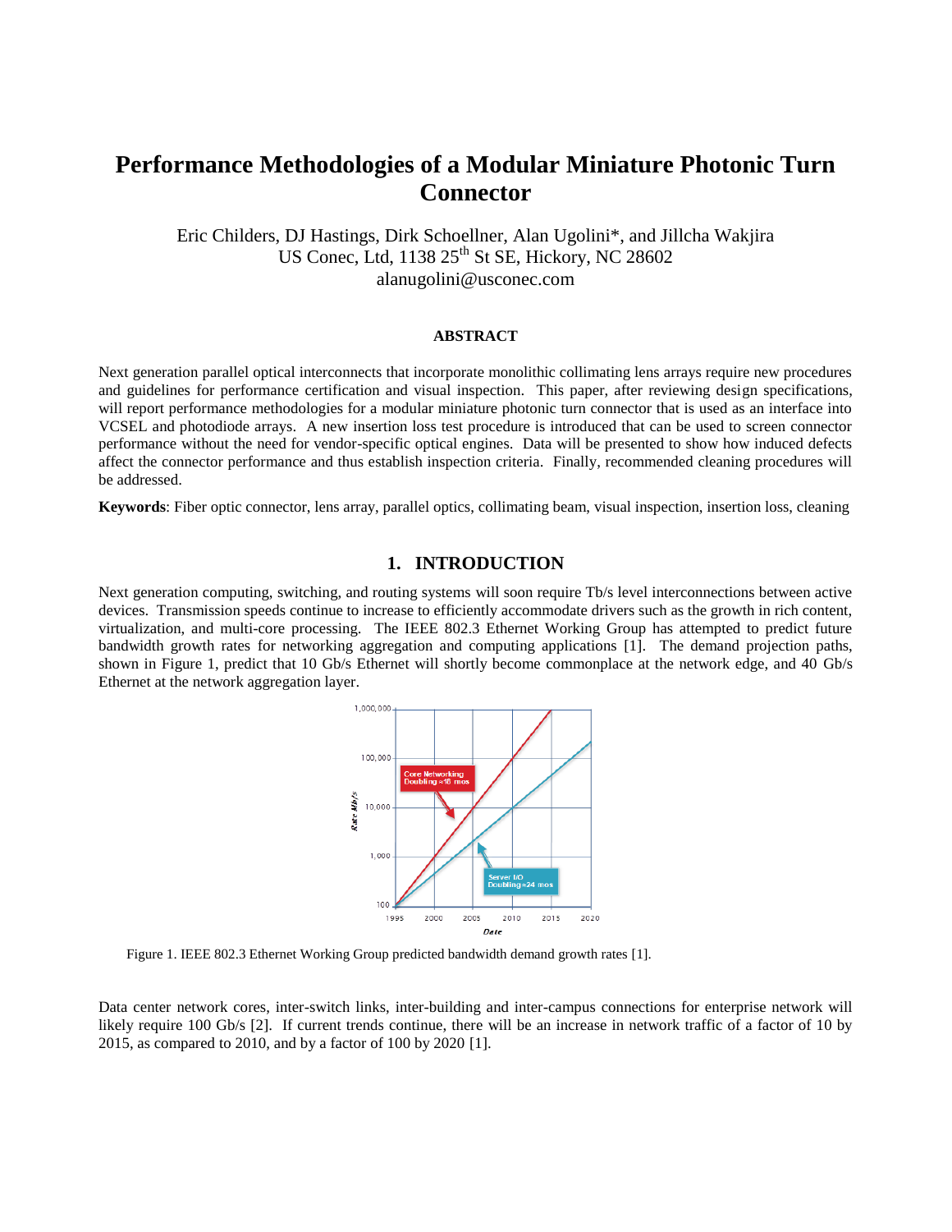// Page 1 of 9 (document f402bde41e77)
# Performance Methodologies of a Modular Miniature Photonic Turn Connector

Eric Childers, DJ Hastings, Dirk Schoellner, Alan Ugolini*, and Jillcha Wakjira
US Conec, Ltd, 1138 25th St SE, Hickory, NC 28602
alanugolini@usconec.com

### ABSTRACT

Next generation parallel optical interconnects that incorporate monolithic collimating lens arrays require new procedures and guidelines for performance certification and visual inspection. This paper, after reviewing design specifications, will report performance methodologies for a modular miniature photonic turn connector that is used as an interface into VCSEL and photodiode arrays. A new insertion loss test procedure is introduced that can be used to screen connector performance without the need for vendor-specific optical engines. Data will be presented to show how induced defects affect the connector performance and thus establish inspection criteria. Finally, recommended cleaning procedures will be addressed.

**Keywords**: Fiber optic connector, lens array, parallel optics, collimating beam, visual inspection, insertion loss, cleaning

## 1. INTRODUCTION

Next generation computing, switching, and routing systems will soon require Tb/s level interconnections between active devices. Transmission speeds continue to increase to efficiently accommodate drivers such as the growth in rich content, virtualization, and multi-core processing. The IEEE 802.3 Ethernet Working Group has attempted to predict future bandwidth growth rates for networking aggregation and computing applications [1]. The demand projection paths, shown in Figure 1, predict that 10 Gb/s Ethernet will shortly become commonplace at the network edge, and 40 Gb/s Ethernet at the network aggregation layer.

Figure 1. IEEE 802.3 Ethernet Working Group predicted bandwidth demand growth rates [1].

Data center network cores, inter-switch links, inter-building and inter-campus connections for enterprise network will likely require 100 Gb/s [2]. If current trends continue, there will be an increase in network traffic of a factor of 10 by 2015, as compared to 2010, and by a factor of 100 by 2020 [1].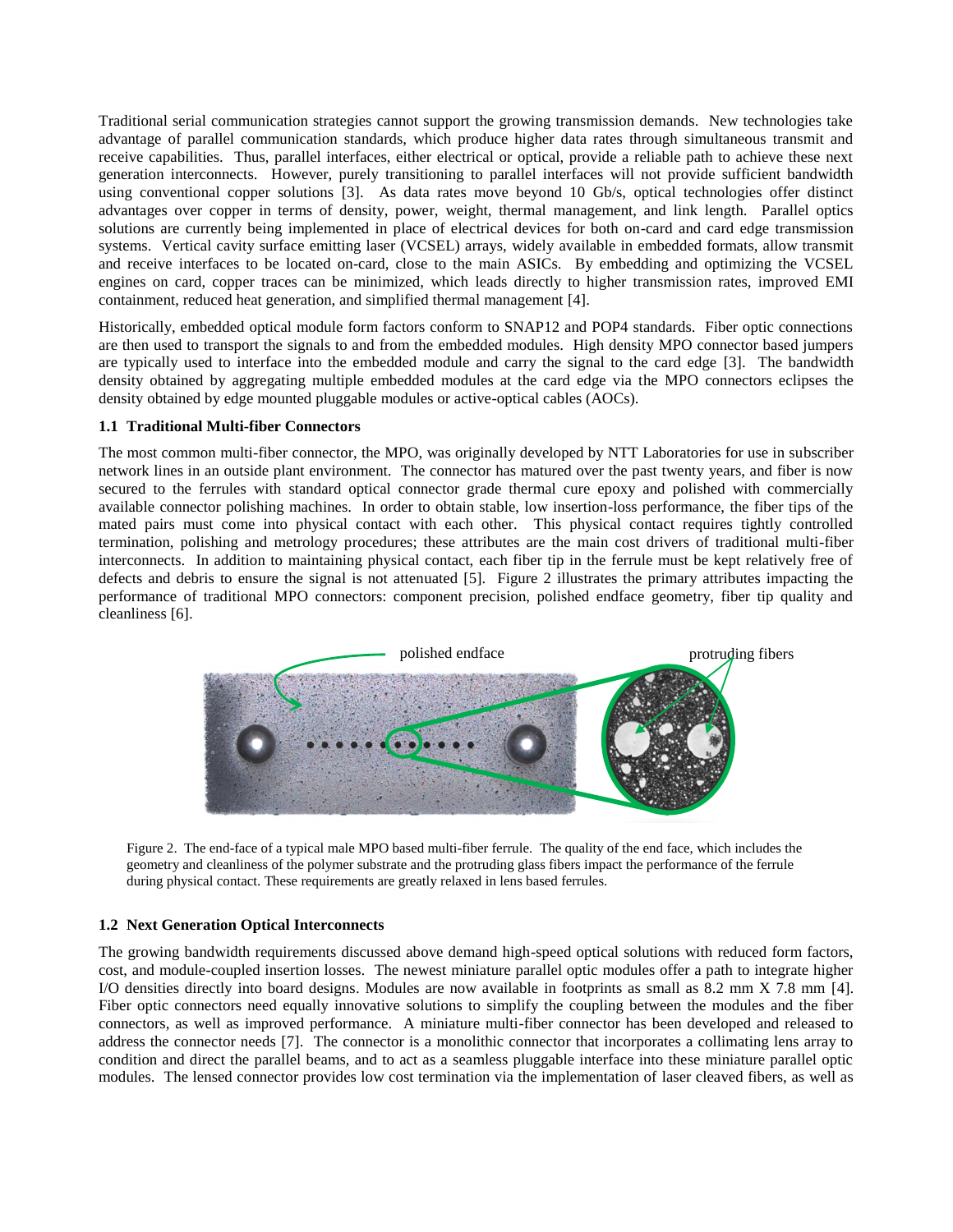Traditional serial communication strategies cannot support the growing transmission demands. New technologies take advantage of parallel communication standards, which produce higher data rates through simultaneous transmit and receive capabilities. Thus, parallel interfaces, either electrical or optical, provide a reliable path to achieve these next generation interconnects. However, purely transitioning to parallel interfaces will not provide sufficient bandwidth using conventional copper solutions [3]. As data rates move beyond 10 Gb/s, optical technologies offer distinct advantages over copper in terms of density, power, weight, thermal management, and link length. Parallel optics solutions are currently being implemented in place of electrical devices for both on-card and card edge transmission systems. Vertical cavity surface emitting laser (VCSEL) arrays, widely available in embedded formats, allow transmit and receive interfaces to be located on-card, close to the main ASICs. By embedding and optimizing the VCSEL engines on card, copper traces can be minimized, which leads directly to higher transmission rates, improved EMI containment, reduced heat generation, and simplified thermal management [4].

Historically, embedded optical module form factors conform to SNAP12 and POP4 standards. Fiber optic connections are then used to transport the signals to and from the embedded modules. High density MPO connector based jumpers are typically used to interface into the embedded module and carry the signal to the card edge [3]. The bandwidth density obtained by aggregating multiple embedded modules at the card edge via the MPO connectors eclipses the density obtained by edge mounted pluggable modules or active-optical cables (AOCs).

### 1.1 Traditional Multi-fiber Connectors

The most common multi-fiber connector, the MPO, was originally developed by NTT Laboratories for use in subscriber network lines in an outside plant environment. The connector has matured over the past twenty years, and fiber is now secured to the ferrules with standard optical connector grade thermal cure epoxy and polished with commercially available connector polishing machines. In order to obtain stable, low insertion-loss performance, the fiber tips of the mated pairs must come into physical contact with each other. This physical contact requires tightly controlled termination, polishing and metrology procedures; these attributes are the main cost drivers of traditional multi-fiber interconnects. In addition to maintaining physical contact, each fiber tip in the ferrule must be kept relatively free of defects and debris to ensure the signal is not attenuated [5]. Figure 2 illustrates the primary attributes impacting the performance of traditional MPO connectors: component precision, polished endface geometry, fiber tip quality and cleanliness [6].

polished endface

protruding fibers

Figure 2. The end-face of a typical male MPO based multi-fiber ferrule. The quality of the end face, which includes the geometry and cleanliness of the polymer substrate and the protruding glass fibers impact the performance of the ferrule during physical contact. These requirements are greatly relaxed in lens based ferrules.

### 1.2 Next Generation Optical Interconnects

The growing bandwidth requirements discussed above demand high-speed optical solutions with reduced form factors, cost, and module-coupled insertion losses. The newest miniature parallel optic modules offer a path to integrate higher I/O densities directly into board designs. Modules are now available in footprints as small as 8.2 mm X 7.8 mm [4]. Fiber optic connectors need equally innovative solutions to simplify the coupling between the modules and the fiber connectors, as well as improved performance. A miniature multi-fiber connector has been developed and released to address the connector needs [7]. The connector is a monolithic connector that incorporates a collimating lens array to condition and direct the parallel beams, and to act as a seamless pluggable interface into these miniature parallel optic modules. The lensed connector provides low cost termination via the implementation of laser cleaved fibers, as well as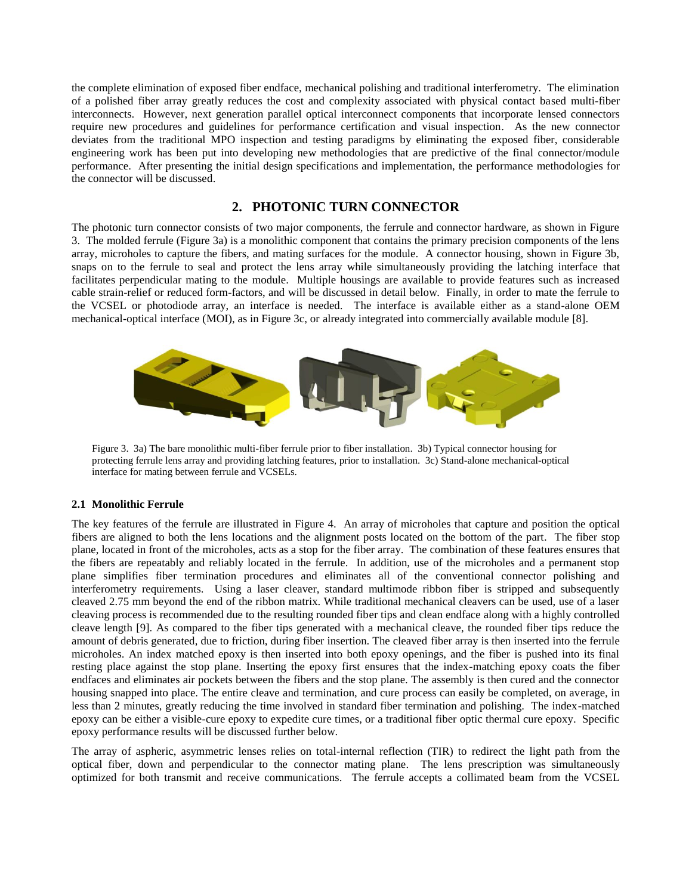the complete elimination of exposed fiber endface, mechanical polishing and traditional interferometry. The elimination of a polished fiber array greatly reduces the cost and complexity associated with physical contact based multi-fiber interconnects. However, next generation parallel optical interconnect components that incorporate lensed connectors require new procedures and guidelines for performance certification and visual inspection. As the new connector deviates from the traditional MPO inspection and testing paradigms by eliminating the exposed fiber, considerable engineering work has been put into developing new methodologies that are predictive of the final connector/module performance. After presenting the initial design specifications and implementation, the performance methodologies for the connector will be discussed.

## 2. PHOTONIC TURN CONNECTOR

The photonic turn connector consists of two major components, the ferrule and connector hardware, as shown in Figure 3. The molded ferrule (Figure 3a) is a monolithic component that contains the primary precision components of the lens array, microholes to capture the fibers, and mating surfaces for the module. A connector housing, shown in Figure 3b, snaps on to the ferrule to seal and protect the lens array while simultaneously providing the latching interface that facilitates perpendicular mating to the module. Multiple housings are available to provide features such as increased cable strain-relief or reduced form-factors, and will be discussed in detail below. Finally, in order to mate the ferrule to the VCSEL or photodiode array, an interface is needed. The interface is available either as a stand-alone OEM mechanical-optical interface (MOI), as in Figure 3c, or already integrated into commercially available module [8].

Figure 3. 3a) The bare monolithic multi-fiber ferrule prior to fiber installation. 3b) Typical connector housing for protecting ferrule lens array and providing latching features, prior to installation. 3c) Stand-alone mechanical-optical interface for mating between ferrule and VCSELs.

### 2.1 Monolithic Ferrule

The key features of the ferrule are illustrated in Figure 4. An array of microholes that capture and position the optical fibers are aligned to both the lens locations and the alignment posts located on the bottom of the part. The fiber stop plane, located in front of the microholes, acts as a stop for the fiber array. The combination of these features ensures that the fibers are repeatably and reliably located in the ferrule. In addition, use of the microholes and a permanent stop plane simplifies fiber termination procedures and eliminates all of the conventional connector polishing and interferometry requirements. Using a laser cleaver, standard multimode ribbon fiber is stripped and subsequently cleaved 2.75 mm beyond the end of the ribbon matrix. While traditional mechanical cleavers can be used, use of a laser cleaving process is recommended due to the resulting rounded fiber tips and clean endface along with a highly controlled cleave length [9]. As compared to the fiber tips generated with a mechanical cleave, the rounded fiber tips reduce the amount of debris generated, due to friction, during fiber insertion. The cleaved fiber array is then inserted into the ferrule microholes. An index matched epoxy is then inserted into both epoxy openings, and the fiber is pushed into its final resting place against the stop plane. Inserting the epoxy first ensures that the index-matching epoxy coats the fiber endfaces and eliminates air pockets between the fibers and the stop plane. The assembly is then cured and the connector housing snapped into place. The entire cleave and termination, and cure process can easily be completed, on average, in less than 2 minutes, greatly reducing the time involved in standard fiber termination and polishing. The index-matched epoxy can be either a visible-cure epoxy to expedite cure times, or a traditional fiber optic thermal cure epoxy. Specific epoxy performance results will be discussed further below.

The array of aspheric, asymmetric lenses relies on total-internal reflection (TIR) to redirect the light path from the optical fiber, down and perpendicular to the connector mating plane. The lens prescription was simultaneously optimized for both transmit and receive communications. The ferrule accepts a collimated beam from the VCSEL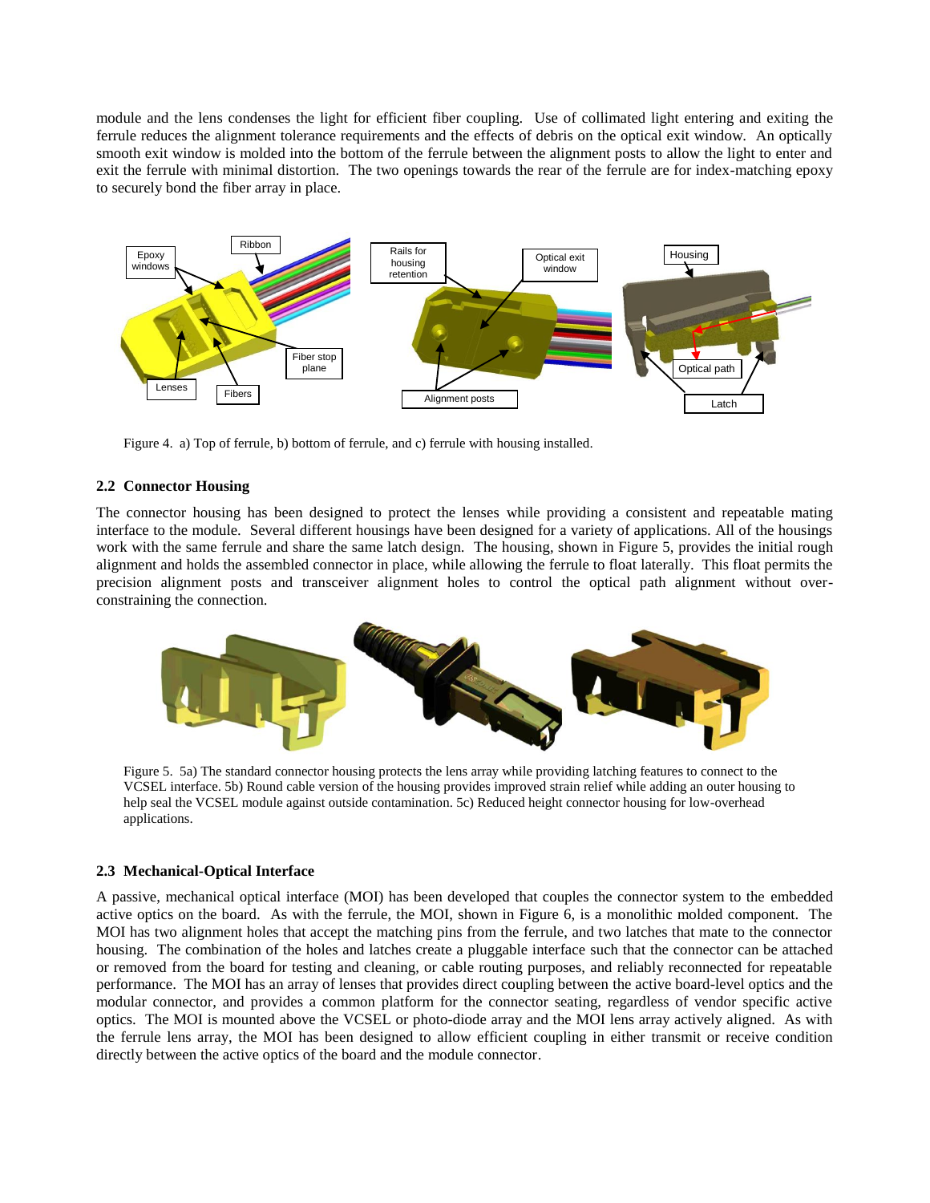module and the lens condenses the light for efficient fiber coupling. Use of collimated light entering and exiting the ferrule reduces the alignment tolerance requirements and the effects of debris on the optical exit window. An optically smooth exit window is molded into the bottom of the ferrule between the alignment posts to allow the light to enter and exit the ferrule with minimal distortion. The two openings towards the rear of the ferrule are for index-matching epoxy to securely bond the fiber array in place.

Figure 4. a) Top of ferrule, b) bottom of ferrule, and c) ferrule with housing installed.

### 2.2 Connector Housing

The connector housing has been designed to protect the lenses while providing a consistent and repeatable mating interface to the module. Several different housings have been designed for a variety of applications. All of the housings work with the same ferrule and share the same latch design. The housing, shown in Figure 5, provides the initial rough alignment and holds the assembled connector in place, while allowing the ferrule to float laterally. This float permits the precision alignment posts and transceiver alignment holes to control the optical path alignment without over-constraining the connection.

Figure 5. 5a) The standard connector housing protects the lens array while providing latching features to connect to the VCSEL interface. 5b) Round cable version of the housing provides improved strain relief while adding an outer housing to help seal the VCSEL module against outside contamination. 5c) Reduced height connector housing for low-overhead applications.

### 2.3 Mechanical-Optical Interface

A passive, mechanical optical interface (MOI) has been developed that couples the connector system to the embedded active optics on the board. As with the ferrule, the MOI, shown in Figure 6, is a monolithic molded component. The MOI has two alignment holes that accept the matching pins from the ferrule, and two latches that mate to the connector housing. The combination of the holes and latches create a pluggable interface such that the connector can be attached or removed from the board for testing and cleaning, or cable routing purposes, and reliably reconnected for repeatable performance. The MOI has an array of lenses that provides direct coupling between the active board-level optics and the modular connector, and provides a common platform for the connector seating, regardless of vendor specific active optics. The MOI is mounted above the VCSEL or photo-diode array and the MOI lens array actively aligned. As with the ferrule lens array, the MOI has been designed to allow efficient coupling in either transmit or receive condition directly between the active optics of the board and the module connector.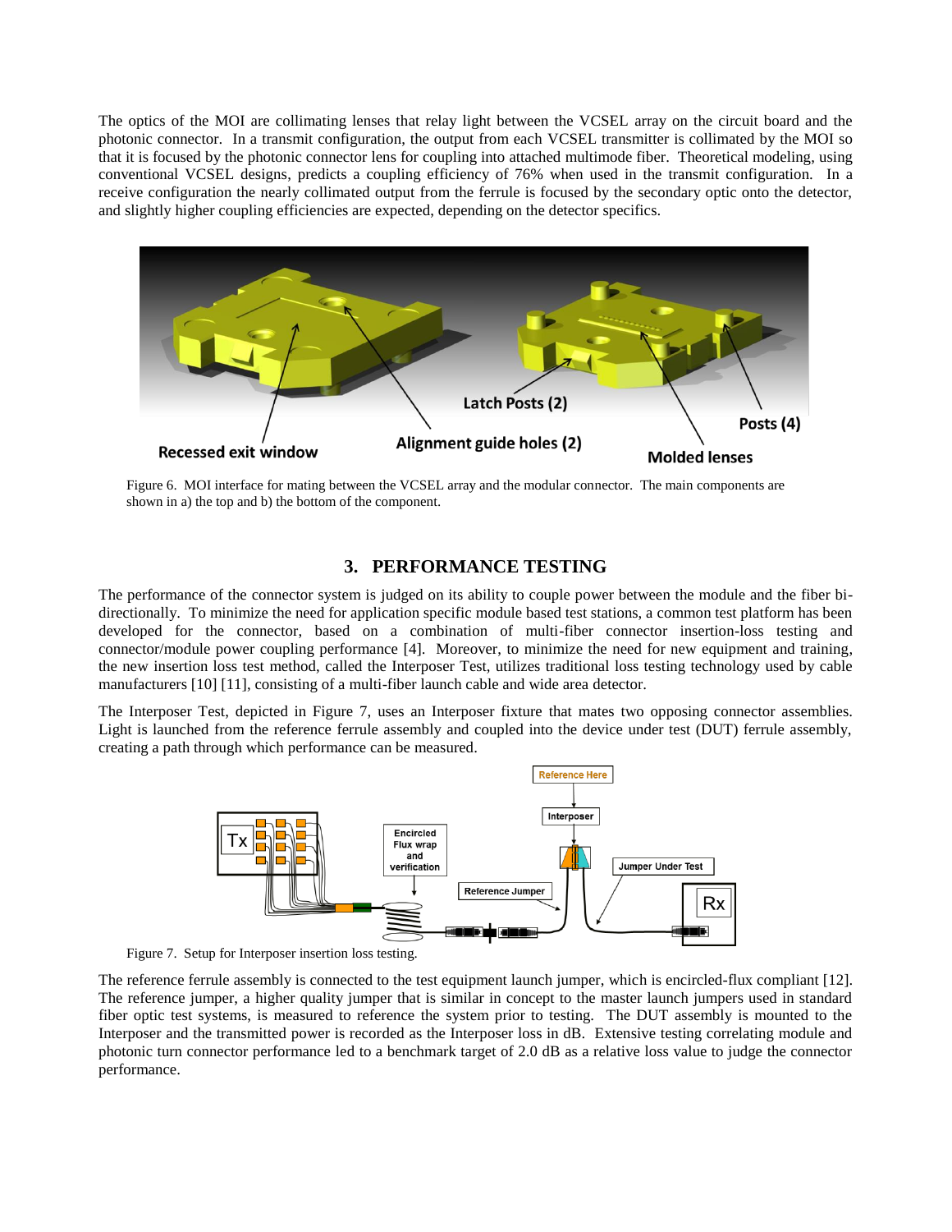The optics of the MOI are collimating lenses that relay light between the VCSEL array on the circuit board and the photonic connector. In a transmit configuration, the output from each VCSEL transmitter is collimated by the MOI so that it is focused by the photonic connector lens for coupling into attached multimode fiber. Theoretical modeling, using conventional VCSEL designs, predicts a coupling efficiency of 76% when used in the transmit configuration. In a receive configuration the nearly collimated output from the ferrule is focused by the secondary optic onto the detector, and slightly higher coupling efficiencies are expected, depending on the detector specifics.

Figure 6. MOI interface for mating between the VCSEL array and the modular connector. The main components are shown in a) the top and b) the bottom of the component.

## 3. PERFORMANCE TESTING

The performance of the connector system is judged on its ability to couple power between the module and the fiber bi-directionally. To minimize the need for application specific module based test stations, a common test platform has been developed for the connector, based on a combination of multi-fiber connector insertion-loss testing and connector/module power coupling performance [4]. Moreover, to minimize the need for new equipment and training, the new insertion loss test method, called the Interposer Test, utilizes traditional loss testing technology used by cable manufacturers [10] [11], consisting of a multi-fiber launch cable and wide area detector.

The Interposer Test, depicted in Figure 7, uses an Interposer fixture that mates two opposing connector assemblies. Light is launched from the reference ferrule assembly and coupled into the device under test (DUT) ferrule assembly, creating a path through which performance can be measured.

Figure 7. Setup for Interposer insertion loss testing.

The reference ferrule assembly is connected to the test equipment launch jumper, which is encircled-flux compliant [12]. The reference jumper, a higher quality jumper that is similar in concept to the master launch jumpers used in standard fiber optic test systems, is measured to reference the system prior to testing. The DUT assembly is mounted to the Interposer and the transmitted power is recorded as the Interposer loss in dB. Extensive testing correlating module and photonic turn connector performance led to a benchmark target of 2.0 dB as a relative loss value to judge the connector performance.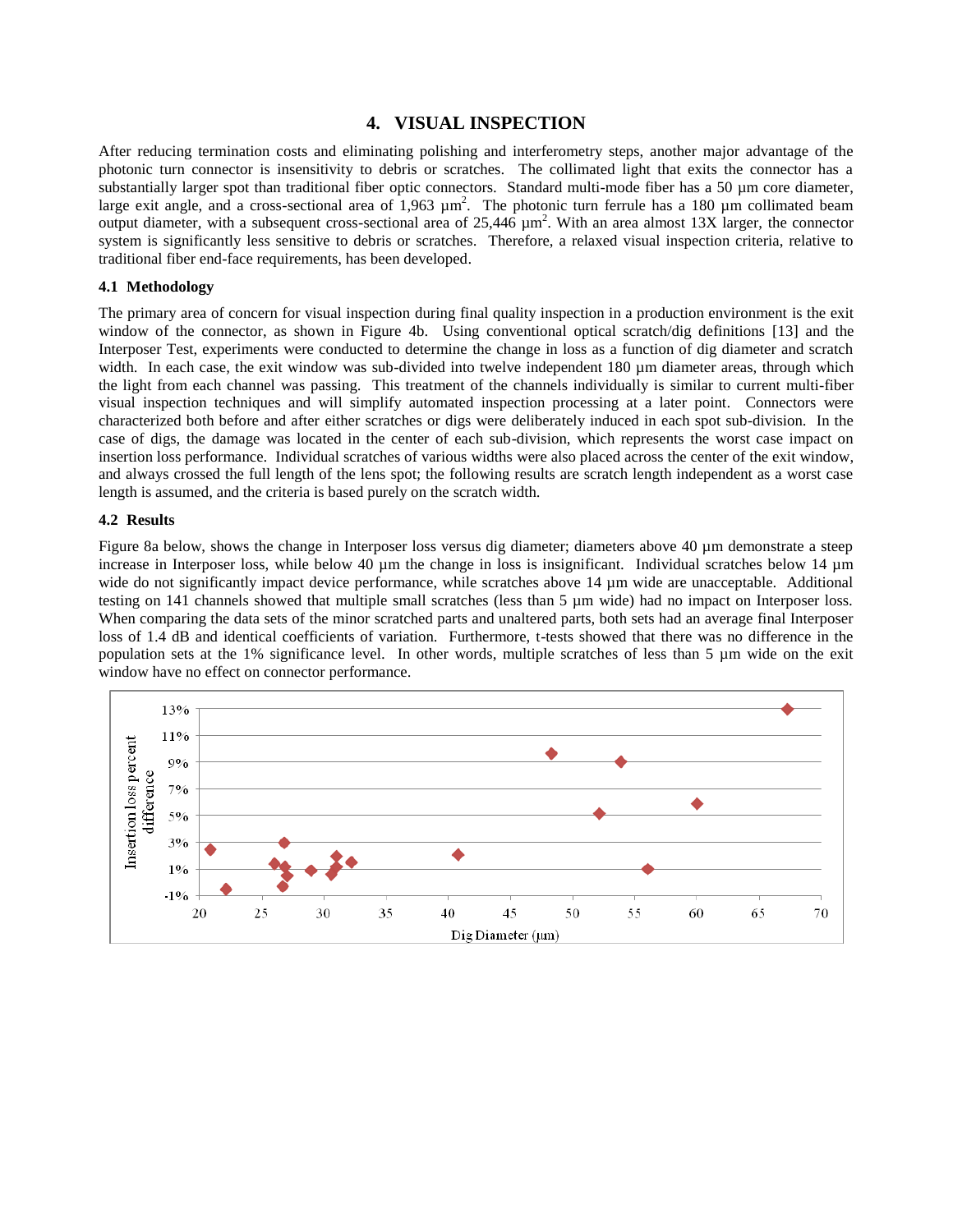## 4. VISUAL INSPECTION

After reducing termination costs and eliminating polishing and interferometry steps, another major advantage of the photonic turn connector is insensitivity to debris or scratches. The collimated light that exits the connector has a substantially larger spot than traditional fiber optic connectors. Standard multi-mode fiber has a 50 µm core diameter, large exit angle, and a cross-sectional area of 1,963 µm$^2$. The photonic turn ferrule has a 180 µm collimated beam output diameter, with a subsequent cross-sectional area of 25,446 µm$^2$. With an area almost 13X larger, the connector system is significantly less sensitive to debris or scratches. Therefore, a relaxed visual inspection criteria, relative to traditional fiber end-face requirements, has been developed.

### 4.1 Methodology

The primary area of concern for visual inspection during final quality inspection in a production environment is the exit window of the connector, as shown in Figure 4b. Using conventional optical scratch/dig definitions [13] and the Interposer Test, experiments were conducted to determine the change in loss as a function of dig diameter and scratch width. In each case, the exit window was sub-divided into twelve independent 180 µm diameter areas, through which the light from each channel was passing. This treatment of the channels individually is similar to current multi-fiber visual inspection techniques and will simplify automated inspection processing at a later point. Connectors were characterized both before and after either scratches or digs were deliberately induced in each spot sub-division. In the case of digs, the damage was located in the center of each sub-division, which represents the worst case impact on insertion loss performance. Individual scratches of various widths were also placed across the center of the exit window, and always crossed the full length of the lens spot; the following results are scratch length independent as a worst case length is assumed, and the criteria is based purely on the scratch width.

### 4.2 Results

Figure 8a below, shows the change in Interposer loss versus dig diameter; diameters above 40 µm demonstrate a steep increase in Interposer loss, while below 40 µm the change in loss is insignificant. Individual scratches below 14 µm wide do not significantly impact device performance, while scratches above 14 µm wide are unacceptable. Additional testing on 141 channels showed that multiple small scratches (less than 5 µm wide) had no impact on Interposer loss. When comparing the data sets of the minor scratched parts and unaltered parts, both sets had an average final Interposer loss of 1.4 dB and identical coefficients of variation. Furthermore, t-tests showed that there was no difference in the population sets at the 1% significance level. In other words, multiple scratches of less than 5 µm wide on the exit window have no effect on connector performance.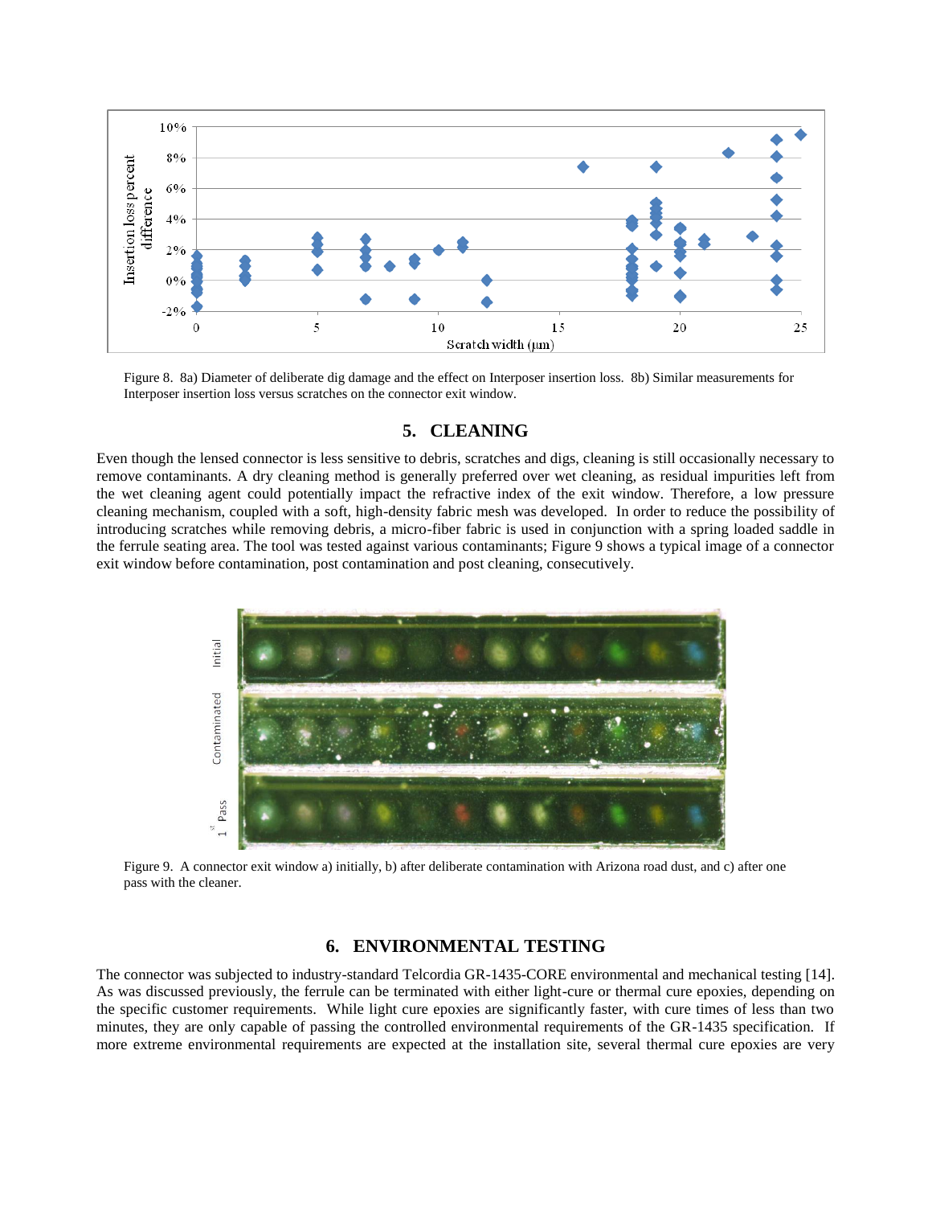Figure 8. 8a) Diameter of deliberate dig damage and the effect on Interposer insertion loss. 8b) Similar measurements for Interposer insertion loss versus scratches on the connector exit window.

## 5. CLEANING

Even though the lensed connector is less sensitive to debris, scratches and digs, cleaning is still occasionally necessary to remove contaminants. A dry cleaning method is generally preferred over wet cleaning, as residual impurities left from the wet cleaning agent could potentially impact the refractive index of the exit window. Therefore, a low pressure cleaning mechanism, coupled with a soft, high-density fabric mesh was developed. In order to reduce the possibility of introducing scratches while removing debris, a micro-fiber fabric is used in conjunction with a spring loaded saddle in the ferrule seating area. The tool was tested against various contaminants; Figure 9 shows a typical image of a connector exit window before contamination, post contamination and post cleaning, consecutively.

Figure 9. A connector exit window a) initially, b) after deliberate contamination with Arizona road dust, and c) after one pass with the cleaner.

## 6. ENVIRONMENTAL TESTING

The connector was subjected to industry-standard Telcordia GR-1435-CORE environmental and mechanical testing [14]. As was discussed previously, the ferrule can be terminated with either light-cure or thermal cure epoxies, depending on the specific customer requirements. While light cure epoxies are significantly faster, with cure times of less than two minutes, they are only capable of passing the controlled environmental requirements of the GR-1435 specification. If more extreme environmental requirements are expected at the installation site, several thermal cure epoxies are very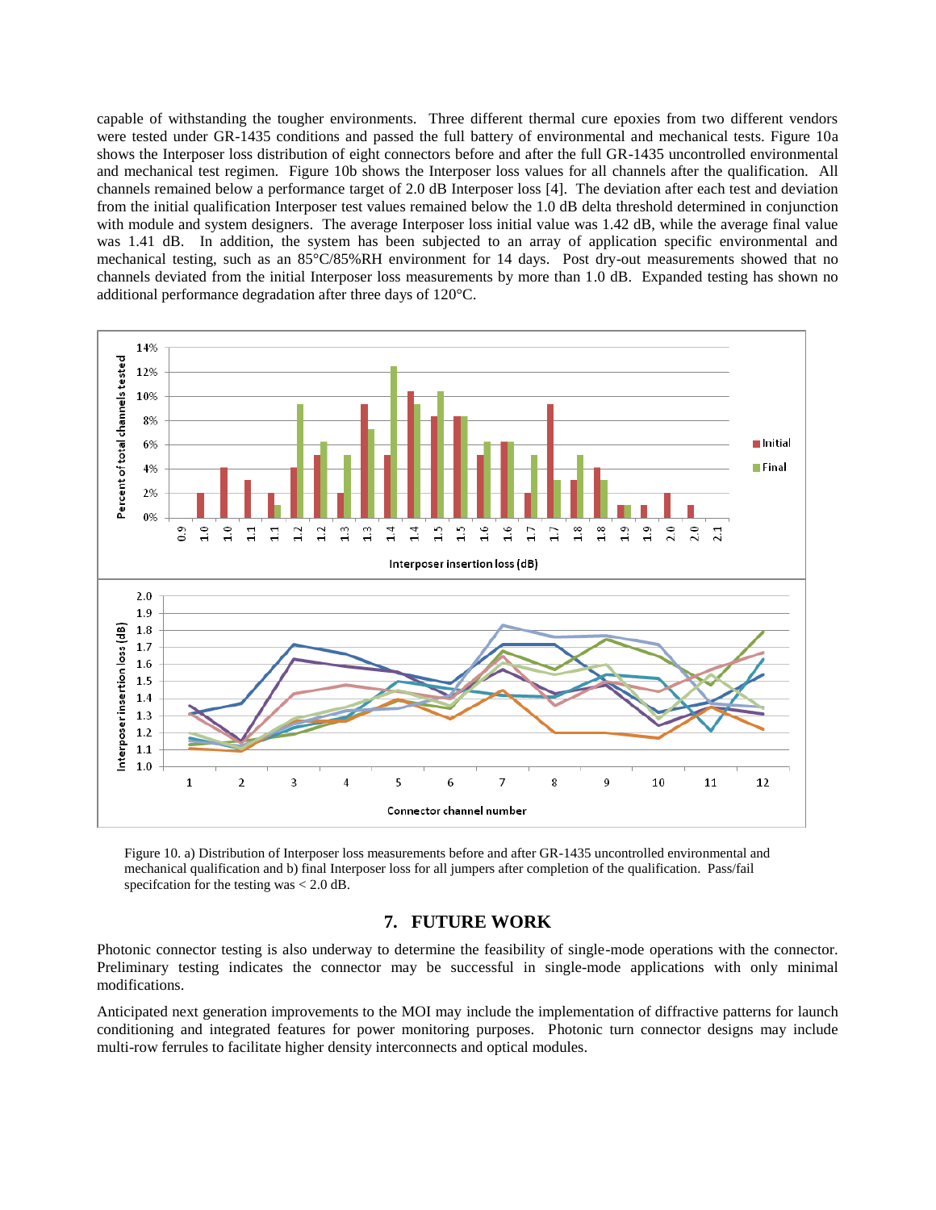capable of withstanding the tougher environments. Three different thermal cure epoxies from two different vendors were tested under GR-1435 conditions and passed the full battery of environmental and mechanical tests. Figure 10a shows the Interposer loss distribution of eight connectors before and after the full GR-1435 uncontrolled environmental and mechanical test regimen. Figure 10b shows the Interposer loss values for all channels after the qualification. All channels remained below a performance target of 2.0 dB Interposer loss [4]. The deviation after each test and deviation from the initial qualification Interposer test values remained below the 1.0 dB delta threshold determined in conjunction with module and system designers. The average Interposer loss initial value was 1.42 dB, while the average final value was 1.41 dB. In addition, the system has been subjected to an array of application specific environmental and mechanical testing, such as an 85°C/85%RH environment for 14 days. Post dry-out measurements showed that no channels deviated from the initial Interposer loss measurements by more than 1.0 dB. Expanded testing has shown no additional performance degradation after three days of 120°C.

Figure 10. a) Distribution of Interposer loss measurements before and after GR-1435 uncontrolled environmental and mechanical qualification and b) final Interposer loss for all jumpers after completion of the qualification. Pass/fail specifcation for the testing was < 2.0 dB.

## 7. FUTURE WORK

Photonic connector testing is also underway to determine the feasibility of single-mode operations with the connector. Preliminary testing indicates the connector may be successful in single-mode applications with only minimal modifications.

Anticipated next generation improvements to the MOI may include the implementation of diffractive patterns for launch conditioning and integrated features for power monitoring purposes. Photonic turn connector designs may include multi-row ferrules to facilitate higher density interconnects and optical modules.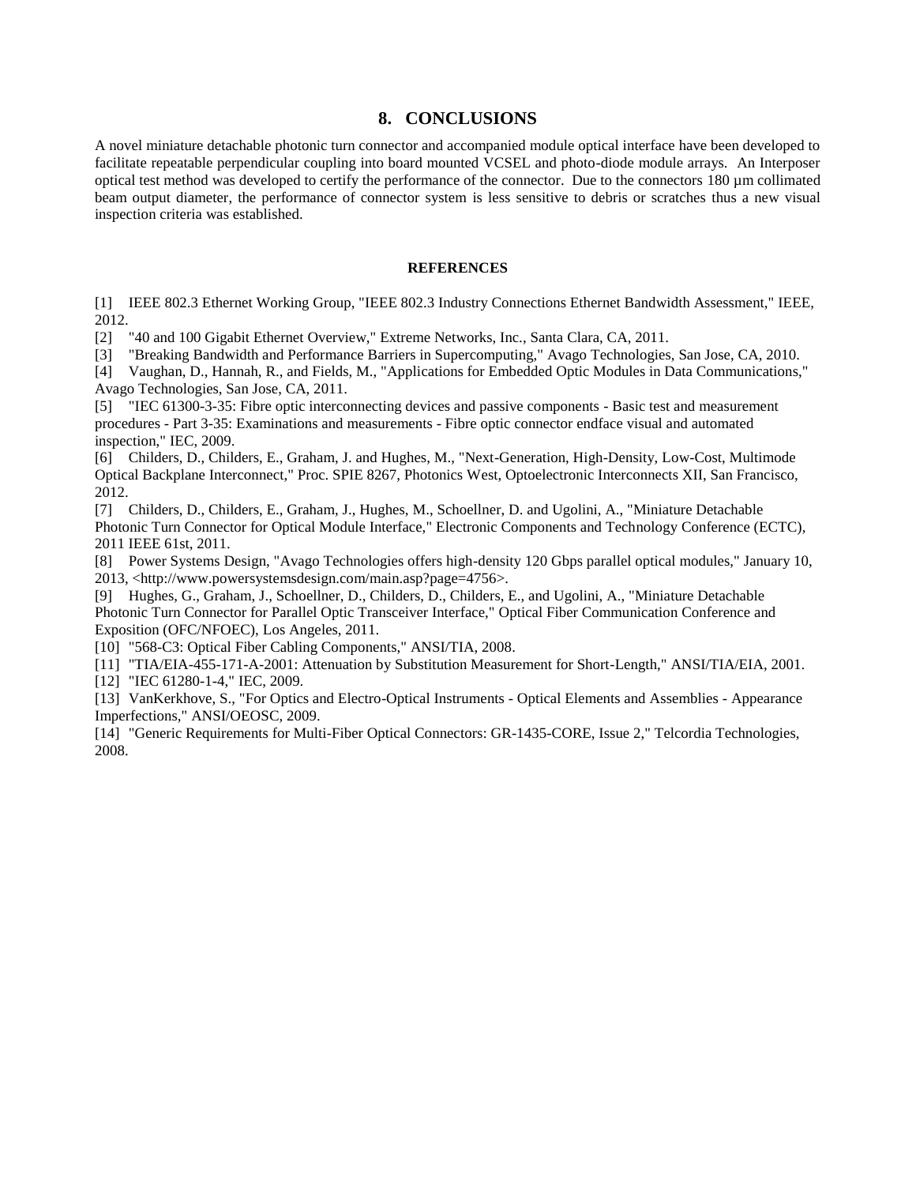## 8. CONCLUSIONS

A novel miniature detachable photonic turn connector and accompanied module optical interface have been developed to facilitate repeatable perpendicular coupling into board mounted VCSEL and photo-diode module arrays. An Interposer optical test method was developed to certify the performance of the connector. Due to the connectors 180 µm collimated beam output diameter, the performance of connector system is less sensitive to debris or scratches thus a new visual inspection criteria was established.

### REFERENCES

[1] IEEE 802.3 Ethernet Working Group, "IEEE 802.3 Industry Connections Ethernet Bandwidth Assessment," IEEE, 2012.

[2] "40 and 100 Gigabit Ethernet Overview," Extreme Networks, Inc., Santa Clara, CA, 2011.

[3] "Breaking Bandwidth and Performance Barriers in Supercomputing," Avago Technologies, San Jose, CA, 2010.

[4] Vaughan, D., Hannah, R., and Fields, M., "Applications for Embedded Optic Modules in Data Communications," Avago Technologies, San Jose, CA, 2011.

[5] "IEC 61300-3-35: Fibre optic interconnecting devices and passive components - Basic test and measurement procedures - Part 3-35: Examinations and measurements - Fibre optic connector endface visual and automated inspection," IEC, 2009.

[6] Childers, D., Childers, E., Graham, J. and Hughes, M., "Next-Generation, High-Density, Low-Cost, Multimode Optical Backplane Interconnect," Proc. SPIE 8267, Photonics West, Optoelectronic Interconnects XII, San Francisco, 2012.

[7] Childers, D., Childers, E., Graham, J., Hughes, M., Schoellner, D. and Ugolini, A., "Miniature Detachable Photonic Turn Connector for Optical Module Interface," Electronic Components and Technology Conference (ECTC), 2011 IEEE 61st, 2011.

[8] Power Systems Design, "Avago Technologies offers high-density 120 Gbps parallel optical modules," January 10, 2013, <http://www.powersystemsdesign.com/main.asp?page=4756>.

[9] Hughes, G., Graham, J., Schoellner, D., Childers, D., Childers, E., and Ugolini, A., "Miniature Detachable Photonic Turn Connector for Parallel Optic Transceiver Interface," Optical Fiber Communication Conference and Exposition (OFC/NFOEC), Los Angeles, 2011.

[10] "568-C3: Optical Fiber Cabling Components," ANSI/TIA, 2008.

[11] "TIA/EIA-455-171-A-2001: Attenuation by Substitution Measurement for Short-Length," ANSI/TIA/EIA, 2001.

[12] "IEC 61280-1-4," IEC, 2009.

[13] VanKerkhove, S., "For Optics and Electro-Optical Instruments - Optical Elements and Assemblies - Appearance Imperfections," ANSI/OEOSC, 2009.

[14] "Generic Requirements for Multi-Fiber Optical Connectors: GR-1435-CORE, Issue 2," Telcordia Technologies, 2008.